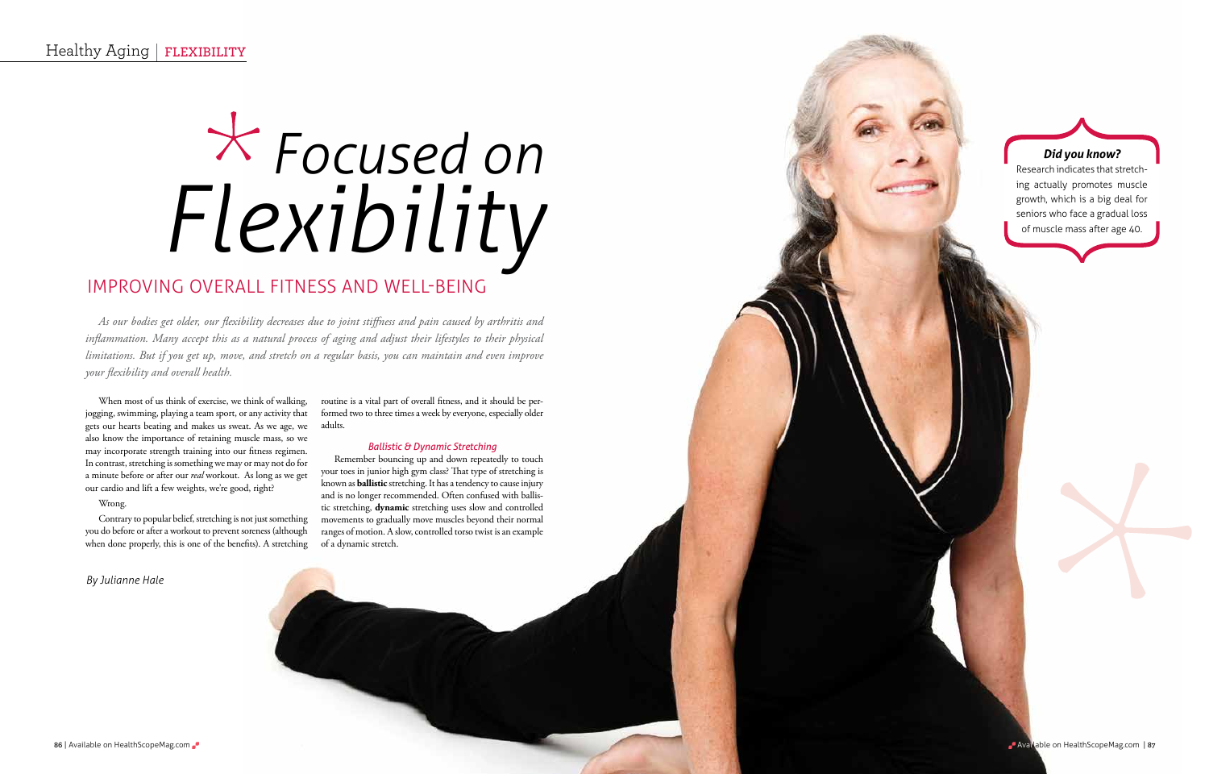# Focused on Flexibility

## IMPROVING OVERALL FITNESS AND WELL-BEING

*As our bodies get older, our flexibility decreases due to joint stiffness and pain caused by arthritis and inflammation. Many accept this as a natural process of aging and adjust their lifestyles to their physical limitations. But if you get up, move, and stretch on a regular basis, you can maintain and even improve your flexibility and overall health.*

When most of us think of exercise, we think of walking, jogging, swimming, playing a team sport, or any activity that gets our hearts beating and makes us sweat. As we age, we also know the importance of retaining muscle mass, so we may incorporate strength training into our fitness regimen. In contrast, stretching is something we may or may not do for a minute before or after our *real* workout. As long as we get our cardio and lift a few weights, we're good, right?

Wrong.

Contrary to popular belief, stretching is not just something you do before or after a workout to prevent soreness (although when done properly, this is one of the benefits). A stretching routine is a vital part of overall fitness, and it should be performed two to three times a week by everyone, especially older adults.

### *Ballistic & Dynamic Stretching*

Remember bouncing up and down repeatedly to touch your toes in junior high gym class? That type of stretching is known as **ballistic** stretching. It has a tendency to cause injury and is no longer recommended. Often confused with ballistic stretching, **dynamic** stretching uses slow and controlled movements to gradually move muscles beyond their normal ranges of motion. A slow, controlled torso twist is an example of a dynamic stretch.

*By Julianne Hale*

> ***Did you know?***
> Research indicates that stretching actually promotes muscle growth, which is a big deal for seniors who face a gradual loss of muscle mass after age 40.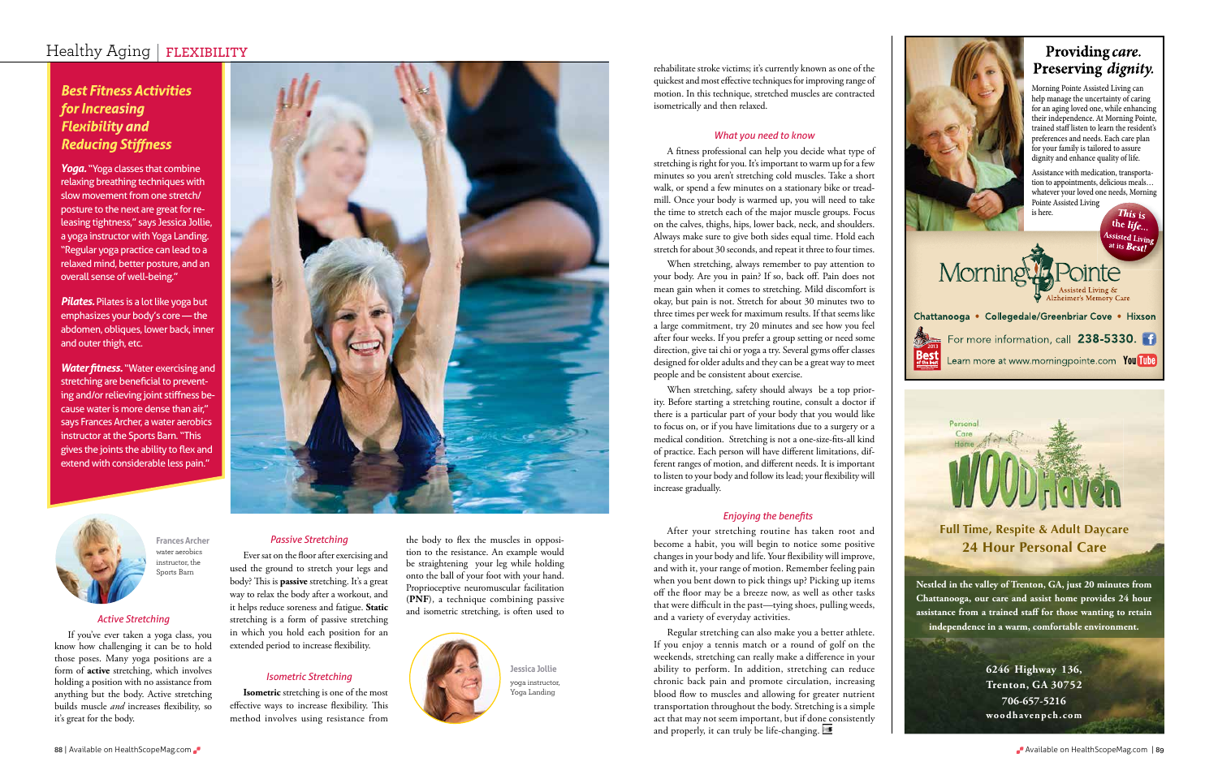# Best Fitness Activities for Increasing Flexibility and Reducing Stiffness

***Yoga.*** "Yoga classes that combine relaxing breathing techniques with slow movement from one stretch/posture to the next are great for releasing tightness," says Jessica Jollie, a yoga instructor with Yoga Landing. "Regular yoga practice can lead to a relaxed mind, better posture, and an overall sense of well-being."

***Pilates.*** Pilates is a lot like yoga but emphasizes your body's core — the abdomen, obliques, lower back, inner and outer thigh, etc.

***Water fitness.*** "Water exercising and stretching are beneficial to preventing and/or relieving joint stiffness because water is more dense than air," says Frances Archer, a water aerobics instructor at the Sports Barn. "This gives the joints the ability to flex and extend with considerable less pain."

**Frances Archer**
water aerobics instructor, the Sports Barn

### *Active Stretching*

If you've ever taken a yoga class, you know how challenging it can be to hold those poses. Many yoga positions are a form of **active** stretching, which involves holding a position with no assistance from anything but the body. Active stretching builds muscles *and* increases flexibility, so it's great for the body.

### *Passive Stretching*

Ever sat on the floor after exercising and used the ground to stretch your legs and body? This is **passive** stretching. It's a great way to relax the body after a workout, and it helps reduce soreness and fatigue. **Static** stretching is a form of passive stretching in which you hold each position for an extended period to increase flexibility.

### *Isometric Stretching*

**Isometric** stretching is one of the most effective ways to increase flexibility. This method involves using resistance from the body to flex the muscles in opposition to the resistance. An example would be straightening your leg while holding onto the ball of your foot with your hand. Proprioceptive neuromuscular facilitation (**PNF**), a technique combining passive and isometric stretching, is often used to rehabilitate stroke victims; it's currently known as one of the quickest and most effective techniques for improving range of motion. In this technique, stretched muscles are contracted isometrically and then relaxed.

**Jessica Jollie**
yoga instructor, Yoga Landing

### *What you need to know*

A fitness professional can help you decide what type of stretching is right for you. It's important to warm up for a few minutes so you aren't stretching cold muscles. Take a short walk, or spend a few minutes on a stationary bike or treadmill. Once your body is warmed up, you will need to take the time to stretch each of the major muscle groups. Focus on the calves, thighs, hips, lower back, neck, and shoulders. Always make sure to give both sides equal time. Hold each stretch for about 30 seconds, and repeat it three to four times.

When stretching, always remember to pay attention to your body. Are you in pain? If so, back off. Pain does not mean gain when it comes to stretching. Mild discomfort is okay, but pain is not. Stretch for about 30 minutes two to three times per week for maximum results. If that seems like a large commitment, try 20 minutes and see how you feel after four weeks. If you prefer a group setting or need some direction, give tai chi or yoga a try. Several gyms offer classes designed for older adults and they can be a great way to meet people and be consistent about exercise.

When stretching, safety should always be a top priority. Before starting a stretching routine, consult a doctor if there is a particular part of your body that you would like to focus on, or if you have limitations due to a surgery or a medical condition. Stretching is not a one-size-fits-all kind of practice. Each person will have different limitations, different ranges of motion, and different needs. It is important to listen to your body and follow its lead; your flexibility will increase gradually.

### *Enjoying the benefits*

After your stretching routine has taken root and become a habit, you will begin to notice some positive changes in your body and life. Your flexibility will improve, and with it, your range of motion. Remember feeling pain when you bent down to pick things up? Picking up items off the floor may be a breeze now, as well as other tasks that were difficult in the past—tying shoes, pulling weeds, and a variety of everyday activities.

Regular stretching can also make you a better athlete. If you enjoy a tennis match or a round of golf on the weekends, stretching can really make a difference in your ability to perform. In addition, stretching can reduce chronic back pain and promote circulation, increasing blood flow to muscles and allowing for greater nutrient transportation throughout the body. Stretching is a simple act that may not seem important, but if done consistently and properly, it can truly be life-changing.

---

**Providing *care.* Preserving *dignity.***

Morning Pointe Assisted Living can help manage the uncertainty of caring for an aging loved one, while enhancing their independence. At Morning Pointe, trained staff listen to learn the resident's preferences and needs. Each care plan for your family is tailored to assure dignity and enhance quality of life.

Assistance with medication, transportation to appointments, delicious meals… whatever your loved one needs, Morning Pointe Assisted Living is here.

*This is the life… Assisted Living at its Best!*

Morning Pointe — Assisted Living & Alzheimer's Memory Care

Chattanooga • Collegedale/Greenbriar Cove • Hixson

2013 Best of the Best

For more information, call **238-5330.**

Learn more at www.morningpointe.com

---

Personal Care Home **WOODHaven**

**Full Time, Respite & Adult Daycare**
**24 Hour Personal Care**

**Nestled in the valley of Trenton, GA, just 20 minutes from Chattanooga, our care and assist home provides 24 hour assistance from a trained staff for those wanting to retain independence in a warm, comfortable environment.**

**6246 Highway 136,**
**Trenton, GA 30752**
**706-657-5216**
**woodhavenpch.com**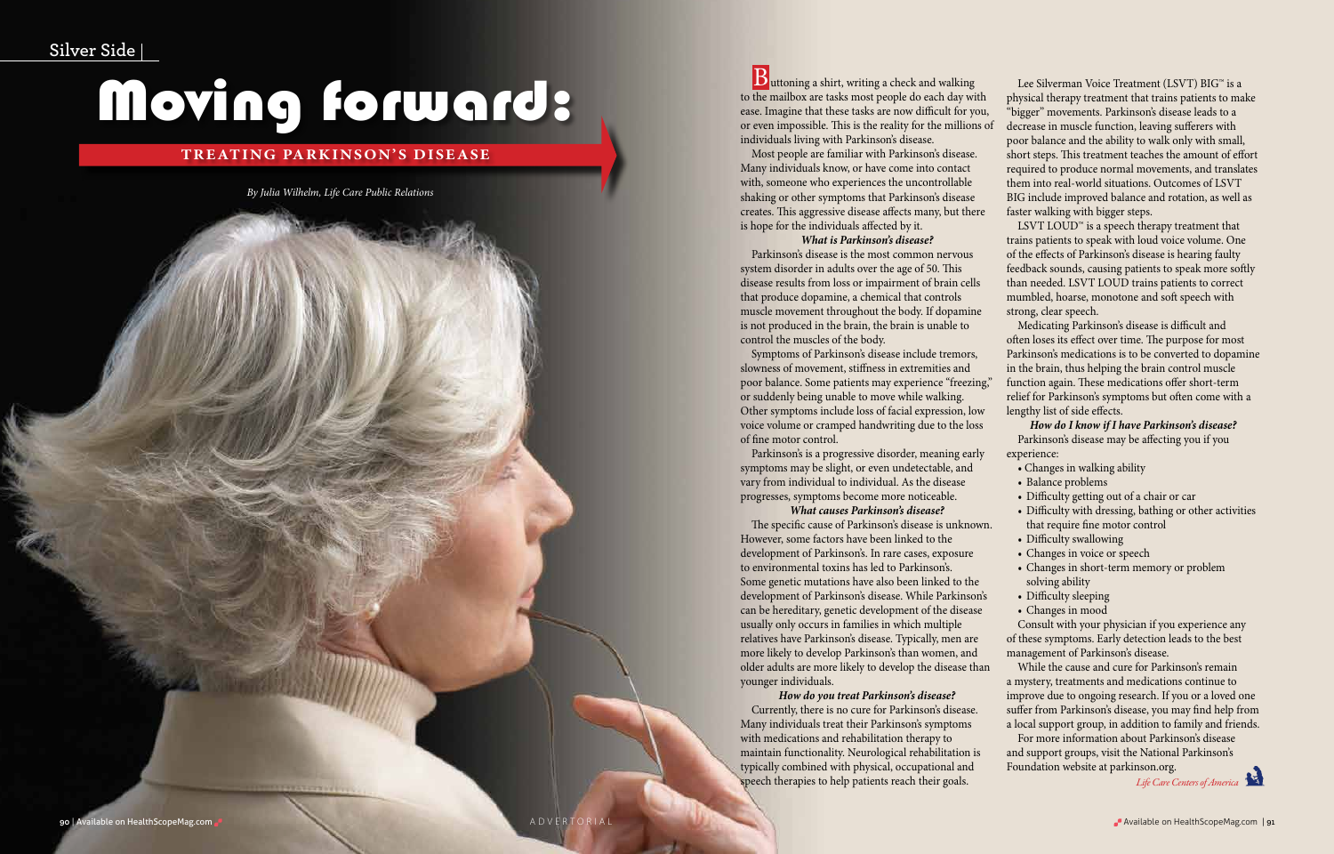# Moving forward:

## TREATING PARKINSON'S DISEASE

*By Julia Wilhelm, Life Care Public Relations*

Buttoning a shirt, writing a check and walking to the mailbox are tasks most people do each day with ease. Imagine that these tasks are now difficult for you, or even impossible. This is the reality for the millions of individuals living with Parkinson's disease.

Most people are familiar with Parkinson's disease. Many individuals know, or have come into contact with, someone who experiences the uncontrollable shaking or other symptoms that Parkinson's disease creates. This aggressive disease affects many, but there is hope for the individuals affected by it.

***What is Parkinson's disease?***

Parkinson's disease is the most common nervous system disorder in adults over the age of 50. This disease results from loss or impairment of brain cells that produce dopamine, a chemical that controls muscle movement throughout the body. If dopamine is not produced in the brain, the brain is unable to control the muscles of the body.

Symptoms of Parkinson's disease include tremors, slowness of movement, stiffness in extremities and poor balance. Some patients may experience "freezing," or suddenly being unable to move while walking. Other symptoms include loss of facial expression, low voice volume or cramped handwriting due to the loss of fine motor control.

Parkinson's is a progressive disorder, meaning early symptoms may be slight, or even undetectable, and vary from individual to individual. As the disease progresses, symptoms become more noticeable.

***What causes Parkinson's disease?***

The specific cause of Parkinson's disease is unknown. However, some factors have been linked to the development of Parkinson's. In rare cases, exposure to environmental toxins has led to Parkinson's. Some genetic mutations have also been linked to the development of Parkinson's disease. While Parkinson's can be hereditary, genetic development of the disease usually only occurs in families in which multiple relatives have Parkinson's disease. Typically, men are more likely to develop Parkinson's than women, and older adults are more likely to develop the disease than younger individuals.

***How do you treat Parkinson's disease?***

Currently, there is no cure for Parkinson's disease. Many individuals treat their Parkinson's symptoms with medications and rehabilitation therapy to maintain functionality. Neurological rehabilitation is typically combined with physical, occupational and speech therapies to help patients reach their goals.

Lee Silverman Voice Treatment (LSVT) BIG™ is a physical therapy treatment that trains patients to make "bigger" movements. Parkinson's disease leads to a decrease in muscle function, leaving sufferers with poor balance and the ability to walk only with small, short steps. This treatment teaches the amount of effort required to produce normal movements, and translates them into real-world situations. Outcomes of LSVT BIG include improved balance and rotation, as well as faster walking with bigger steps.

LSVT LOUD™ is a speech therapy treatment that trains patients to speak with loud voice volume. One of the effects of Parkinson's disease is hearing faulty feedback sounds, causing patients to speak more softly than needed. LSVT LOUD trains patients to correct mumbled, hoarse, monotone and soft speech with strong, clear speech.

Medicating Parkinson's disease is difficult and often loses its effect over time. The purpose for most Parkinson's medications is to be converted to dopamine in the brain, thus helping the brain control muscle function again. These medications offer short-term relief for Parkinson's symptoms but often come with a lengthy list of side effects.

***How do I know if I have Parkinson's disease?***

Parkinson's disease may be affecting you if you experience:

- Changes in walking ability
- Balance problems
- Difficulty getting out of a chair or car
- Difficulty with dressing, bathing or other activities that require fine motor control
- Difficulty swallowing
- Changes in voice or speech
- Changes in short-term memory or problem solving ability
- Difficulty sleeping
- Changes in mood

Consult with your physician if you experience any of these symptoms. Early detection leads to the best management of Parkinson's disease.

While the cause and cure for Parkinson's remain a mystery, treatments and medications continue to improve due to ongoing research. If you or a loved one suffer from Parkinson's disease, you may find help from a local support group, in addition to family and friends.

For more information about Parkinson's disease and support groups, visit the National Parkinson's Foundation website at parkinson.org.

*Life Care Centers of America*

ADVERTORIAL